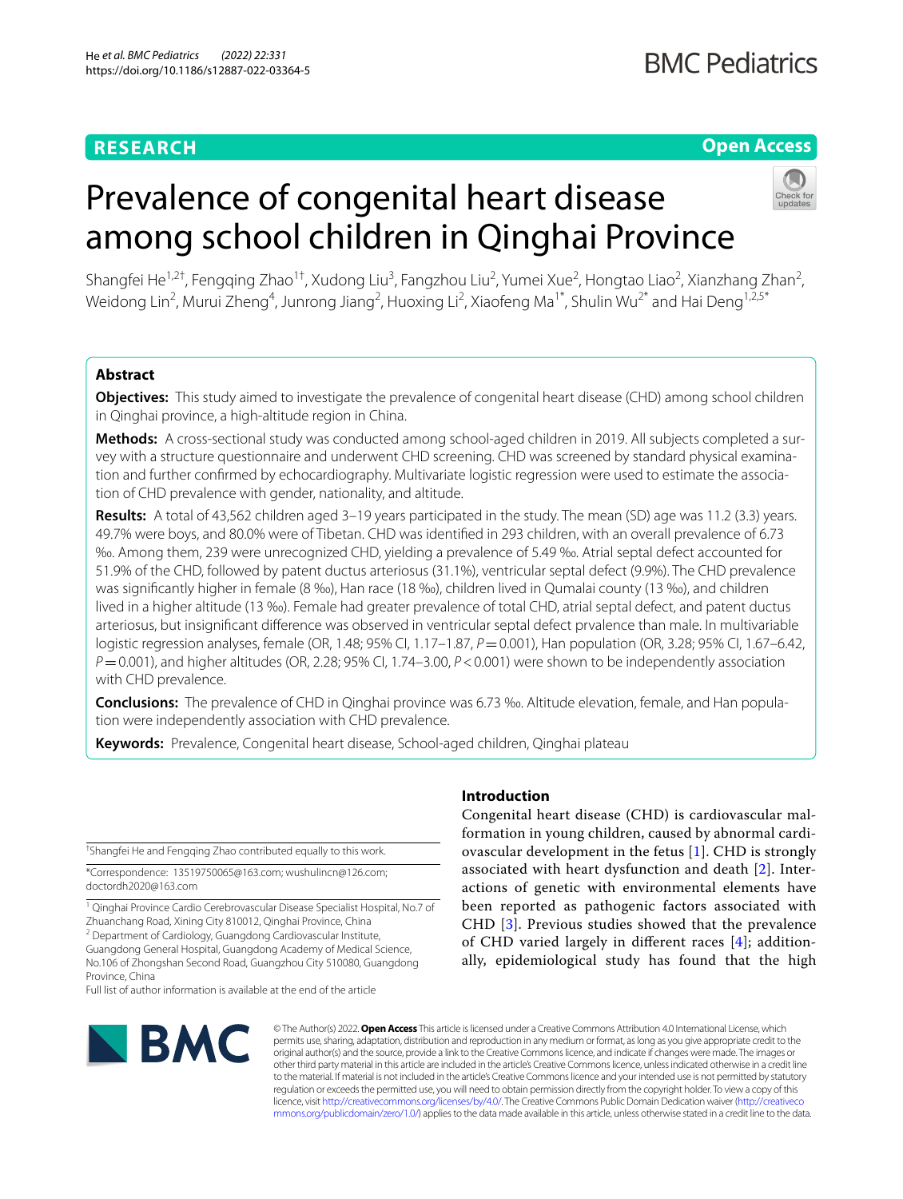RESEARCH

Open Access

# Prevalence of congenital heart disease among school children in Qinghai Province

Shangfei He[1,2†], Fengqing Zhao[1†], Xudong Liu[3], Fangzhou Liu[2], Yumei Xue[2], Hongtao Liao[2], Xianzhang Zhan[2], Weidong Lin[2], Murui Zheng[4], Junrong Jiang[2], Huoxing Li[2], Xiaofeng Ma[1*], Shulin Wu[2*] and Hai Deng[1,2,5*]

## Abstract

**Objectives:** This study aimed to investigate the prevalence of congenital heart disease (CHD) among school children in Qinghai province, a high-altitude region in China.

**Methods:** A cross-sectional study was conducted among school-aged children in 2019. All subjects completed a survey with a structure questionnaire and underwent CHD screening. CHD was screened by standard physical examination and further confirmed by echocardiography. Multivariate logistic regression were used to estimate the association of CHD prevalence with gender, nationality, and altitude.

**Results:** A total of 43,562 children aged 3–19 years participated in the study. The mean (SD) age was 11.2 (3.3) years. 49.7% were boys, and 80.0% were of Tibetan. CHD was identified in 293 children, with an overall prevalence of 6.73 ‰. Among them, 239 were unrecognized CHD, yielding a prevalence of 5.49 ‰. Atrial septal defect accounted for 51.9% of the CHD, followed by patent ductus arteriosus (31.1%), ventricular septal defect (9.9%). The CHD prevalence was significantly higher in female (8 ‰), Han race (18 ‰), children lived in Qumalai county (13 ‰), and children lived in a higher altitude (13 ‰). Female had greater prevalence of total CHD, atrial septal defect, and patent ductus arteriosus, but insignificant difference was observed in ventricular septal defect prvalence than male. In multivariable logistic regression analyses, female (OR, 1.48; 95% CI, 1.17–1.87, $P=0.001$), Han population (OR, 3.28; 95% CI, 1.67–6.42, $P=0.001$), and higher altitudes (OR, 2.28; 95% CI, 1.74–3.00, $P<0.001$) were shown to be independently association with CHD prevalence.

**Conclusions:** The prevalence of CHD in Qinghai province was 6.73 ‰. Altitude elevation, female, and Han population were independently association with CHD prevalence.

**Keywords:** Prevalence, Congenital heart disease, School-aged children, Qinghai plateau

## Introduction

Congenital heart disease (CHD) is cardiovascular malformation in young children, caused by abnormal cardiovascular development in the fetus [1]. CHD is strongly associated with heart dysfunction and death [2]. Interactions of genetic with environmental elements have been reported as pathogenic factors associated with CHD [3]. Previous studies showed that the prevalence of CHD varied largely in different races [4]; additionally, epidemiological study has found that the high

†Shangfei He and Fengqing Zhao contributed equally to this work.

*Correspondence: 13519750065@163.com; wushulincn@126.com; doctordh2020@163.com

[1] Qinghai Province Cardio Cerebrovascular Disease Specialist Hospital, No.7 of Zhuanchang Road, Xining City 810012, Qinghai Province, China
[2] Department of Cardiology, Guangdong Cardiovascular Institute, Guangdong General Hospital, Guangdong Academy of Medical Science, No.106 of Zhongshan Second Road, Guangzhou City 510080, Guangdong Province, China
Full list of author information is available at the end of the article

© The Author(s) 2022. **Open Access** This article is licensed under a Creative Commons Attribution 4.0 International License, which permits use, sharing, adaptation, distribution and reproduction in any medium or format, as long as you give appropriate credit to the original author(s) and the source, provide a link to the Creative Commons licence, and indicate if changes were made. The images or other third party material in this article are included in the article's Creative Commons licence, unless indicated otherwise in a credit line to the material. If material is not included in the article's Creative Commons licence and your intended use is not permitted by statutory regulation or exceeds the permitted use, you will need to obtain permission directly from the copyright holder. To view a copy of this licence, visit http://creativecommons.org/licenses/by/4.0/. The Creative Commons Public Domain Dedication waiver (http://creativecommons.org/publicdomain/zero/1.0/) applies to the data made available in this article, unless otherwise stated in a credit line to the data.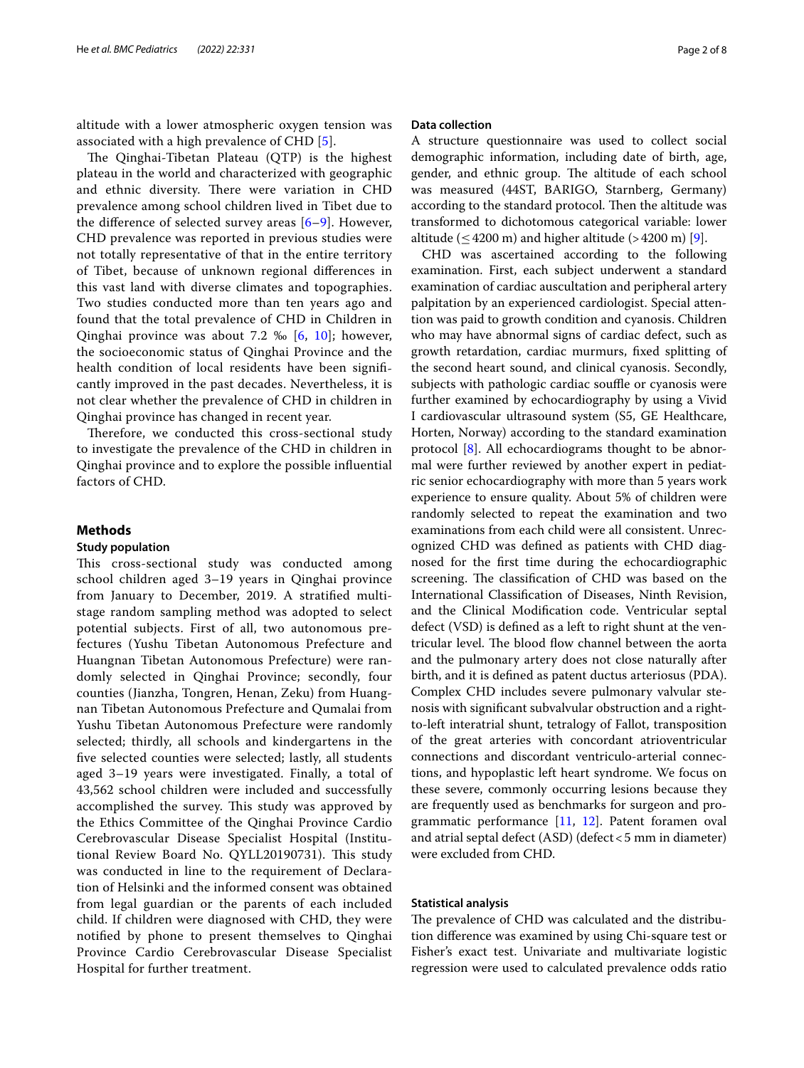altitude with a lower atmospheric oxygen tension was associated with a high prevalence of CHD [5].

The Qinghai-Tibetan Plateau (QTP) is the highest plateau in the world and characterized with geographic and ethnic diversity. There were variation in CHD prevalence among school children lived in Tibet due to the difference of selected survey areas [6–9]. However, CHD prevalence was reported in previous studies were not totally representative of that in the entire territory of Tibet, because of unknown regional differences in this vast land with diverse climates and topographies. Two studies conducted more than ten years ago and found that the total prevalence of CHD in Children in Qinghai province was about 7.2 ‰ [6, 10]; however, the socioeconomic status of Qinghai Province and the health condition of local residents have been significantly improved in the past decades. Nevertheless, it is not clear whether the prevalence of CHD in children in Qinghai province has changed in recent year.

Therefore, we conducted this cross-sectional study to investigate the prevalence of the CHD in children in Qinghai province and to explore the possible influential factors of CHD.

## Methods

### Study population

This cross-sectional study was conducted among school children aged 3–19 years in Qinghai province from January to December, 2019. A stratified multi-stage random sampling method was adopted to select potential subjects. First of all, two autonomous prefectures (Yushu Tibetan Autonomous Prefecture and Huangnan Tibetan Autonomous Prefecture) were randomly selected in Qinghai Province; secondly, four counties (Jianzha, Tongren, Henan, Zeku) from Huangnan Tibetan Autonomous Prefecture and Qumalai from Yushu Tibetan Autonomous Prefecture were randomly selected; thirdly, all schools and kindergartens in the five selected counties were selected; lastly, all students aged 3–19 years were investigated. Finally, a total of 43,562 school children were included and successfully accomplished the survey. This study was approved by the Ethics Committee of the Qinghai Province Cardio Cerebrovascular Disease Specialist Hospital (Institutional Review Board No. QYLL20190731). This study was conducted in line to the requirement of Declaration of Helsinki and the informed consent was obtained from legal guardian or the parents of each included child. If children were diagnosed with CHD, they were notified by phone to present themselves to Qinghai Province Cardio Cerebrovascular Disease Specialist Hospital for further treatment.

### Data collection

A structure questionnaire was used to collect social demographic information, including date of birth, age, gender, and ethnic group. The altitude of each school was measured (44ST, BARIGO, Starnberg, Germany) according to the standard protocol. Then the altitude was transformed to dichotomous categorical variable: lower altitude (≤ 4200 m) and higher altitude (> 4200 m) [9].

CHD was ascertained according to the following examination. First, each subject underwent a standard examination of cardiac auscultation and peripheral artery palpitation by an experienced cardiologist. Special attention was paid to growth condition and cyanosis. Children who may have abnormal signs of cardiac defect, such as growth retardation, cardiac murmurs, fixed splitting of the second heart sound, and clinical cyanosis. Secondly, subjects with pathologic cardiac souffle or cyanosis were further examined by echocardiography by using a Vivid I cardiovascular ultrasound system (S5, GE Healthcare, Horten, Norway) according to the standard examination protocol [8]. All echocardiograms thought to be abnormal were further reviewed by another expert in pediatric senior echocardiography with more than 5 years work experience to ensure quality. About 5% of children were randomly selected to repeat the examination and two examinations from each child were all consistent. Unrecognized CHD was defined as patients with CHD diagnosed for the first time during the echocardiographic screening. The classification of CHD was based on the International Classification of Diseases, Ninth Revision, and the Clinical Modification code. Ventricular septal defect (VSD) is defined as a left to right shunt at the ventricular level. The blood flow channel between the aorta and the pulmonary artery does not close naturally after birth, and it is defined as patent ductus arteriosus (PDA). Complex CHD includes severe pulmonary valvular stenosis with significant subvalvular obstruction and a right-to-left interatrial shunt, tetralogy of Fallot, transposition of the great arteries with concordant atrioventricular connections and discordant ventriculo-arterial connections, and hypoplastic left heart syndrome. We focus on these severe, commonly occurring lesions because they are frequently used as benchmarks for surgeon and programmatic performance [11, 12]. Patent foramen oval and atrial septal defect (ASD) (defect < 5 mm in diameter) were excluded from CHD.

### Statistical analysis

The prevalence of CHD was calculated and the distribution difference was examined by using Chi-square test or Fisher's exact test. Univariate and multivariate logistic regression were used to calculated prevalence odds ratio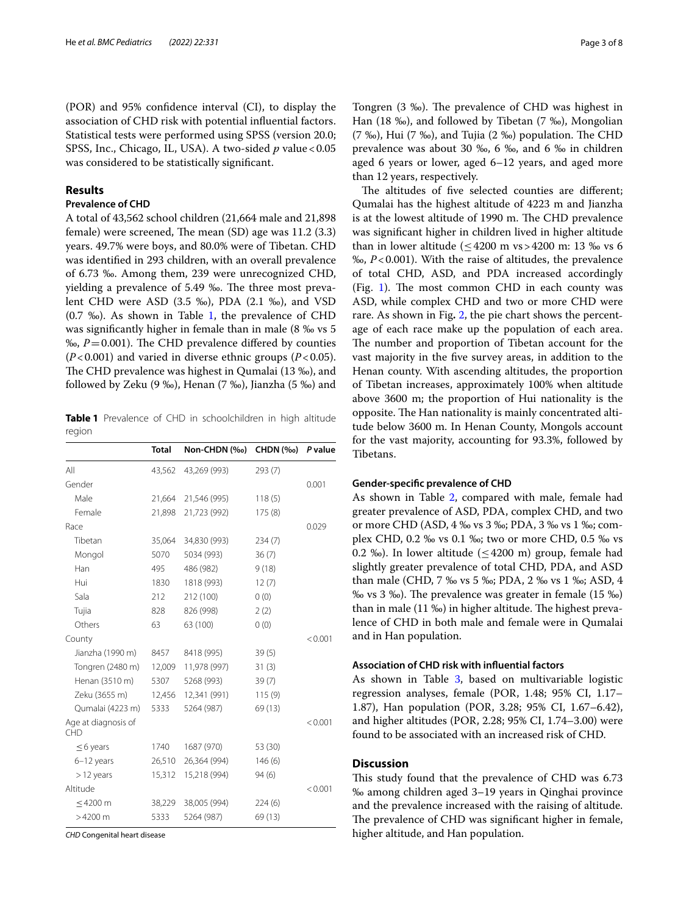(POR) and 95% confidence interval (CI), to display the association of CHD risk with potential influential factors. Statistical tests were performed using SPSS (version 20.0; SPSS, Inc., Chicago, IL, USA). A two-sided *p* value < 0.05 was considered to be statistically significant.

## Results

### Prevalence of CHD

A total of 43,562 school children (21,664 male and 21,898 female) were screened, The mean (SD) age was 11.2 (3.3) years. 49.7% were boys, and 80.0% were of Tibetan. CHD was identified in 293 children, with an overall prevalence of 6.73 ‰. Among them, 239 were unrecognized CHD, yielding a prevalence of 5.49 ‰. The three most prevalent CHD were ASD (3.5 ‰), PDA (2.1 ‰), and VSD (0.7 ‰). As shown in Table 1, the prevalence of CHD was significantly higher in female than in male (8 ‰ vs 5 ‰, $P = 0.001$). The CHD prevalence differed by counties ($P < 0.001$) and varied in diverse ethnic groups ($P < 0.05$). The CHD prevalence was highest in Qumalai (13 ‰), and followed by Zeku (9 ‰), Henan (7 ‰), Jianzha (5 ‰) and Tongren (3 ‰). The prevalence of CHD was highest in Han (18 ‰), and followed by Tibetan (7 ‰), Mongolian (7 ‰), Hui (7 ‰), and Tujia (2 ‰) population. The CHD prevalence was about 30 ‰, 6 ‰, and 6 ‰ in children aged 6 years or lower, aged 6–12 years, and aged more than 12 years, respectively.

**Table 1** Prevalence of CHD in schoolchildren in high altitude region

| | Total | Non-CHDN (‰) | CHDN (‰) | *P* value |
|---|---|---|---|---|
| All | 43,562 | 43,269 (993) | 293 (7) | |
| Gender | | | | 0.001 |
| Male | 21,664 | 21,546 (995) | 118 (5) | |
| Female | 21,898 | 21,723 (992) | 175 (8) | |
| Race | | | | 0.029 |
| Tibetan | 35,064 | 34,830 (993) | 234 (7) | |
| Mongol | 5070 | 5034 (993) | 36 (7) | |
| Han | 495 | 486 (982) | 9 (18) | |
| Hui | 1830 | 1818 (993) | 12 (7) | |
| Sala | 212 | 212 (100) | 0 (0) | |
| Tujia | 828 | 826 (998) | 2 (2) | |
| Others | 63 | 63 (100) | 0 (0) | |
| County | | | | < 0.001 |
| Jianzha (1990 m) | 8457 | 8418 (995) | 39 (5) | |
| Tongren (2480 m) | 12,009 | 11,978 (997) | 31 (3) | |
| Henan (3510 m) | 5307 | 5268 (993) | 39 (7) | |
| Zeku (3655 m) | 12,456 | 12,341 (991) | 115 (9) | |
| Qumalai (4223 m) | 5333 | 5264 (987) | 69 (13) | |
| Age at diagnosis of CHD | | | | < 0.001 |
| ≤ 6 years | 1740 | 1687 (970) | 53 (30) | |
| 6–12 years | 26,510 | 26,364 (994) | 146 (6) | |
| > 12 years | 15,312 | 15,218 (994) | 94 (6) | |
| Altitude | | | | < 0.001 |
| ≤ 4200 m | 38,229 | 38,005 (994) | 224 (6) | |
| > 4200 m | 5333 | 5264 (987) | 69 (13) | |

*CHD* Congenital heart disease

The altitudes of five selected counties are different; Qumalai has the highest altitude of 4223 m and Jianzha is at the lowest altitude of 1990 m. The CHD prevalence was significant higher in children lived in higher altitude than in lower altitude (≤ 4200 m vs > 4200 m: 13 ‰ vs 6 ‰, $P < 0.001$). With the raise of altitudes, the prevalence of total CHD, ASD, and PDA increased accordingly (Fig. 1). The most common CHD in each county was ASD, while complex CHD and two or more CHD were rare. As shown in Fig. 2, the pie chart shows the percentage of each race make up the population of each area. The number and proportion of Tibetan account for the vast majority in the five survey areas, in addition to the Henan county. With ascending altitudes, the proportion of Tibetan increases, approximately 100% when altitude above 3600 m; the proportion of Hui nationality is the opposite. The Han nationality is mainly concentrated altitude below 3600 m. In Henan County, Mongols account for the vast majority, accounting for 93.3%, followed by Tibetans.

### Gender-specific prevalence of CHD

As shown in Table 2, compared with male, female had greater prevalence of ASD, PDA, complex CHD, and two or more CHD (ASD, 4 ‰ vs 3 ‰; PDA, 3 ‰ vs 1 ‰; complex CHD, 0.2 ‰ vs 0.1 ‰; two or more CHD, 0.5 ‰ vs 0.2 ‰). In lower altitude (≤ 4200 m) group, female had slightly greater prevalence of total CHD, PDA, and ASD than male (CHD, 7 ‰ vs 5 ‰; PDA, 2 ‰ vs 1 ‰; ASD, 4 ‰ vs 3 ‰). The prevalence was greater in female (15 ‰) than in male (11 ‰) in higher altitude. The highest prevalence of CHD in both male and female were in Qumalai and in Han population.

### Association of CHD risk with influential factors

As shown in Table 3, based on multivariable logistic regression analyses, female (POR, 1.48; 95% CI, 1.17–1.87), Han population (POR, 3.28; 95% CI, 1.67–6.42), and higher altitudes (POR, 2.28; 95% CI, 1.74–3.00) were found to be associated with an increased risk of CHD.

## Discussion

This study found that the prevalence of CHD was 6.73 ‰ among children aged 3–19 years in Qinghai province and the prevalence increased with the raising of altitude. The prevalence of CHD was significant higher in female, higher altitude, and Han population.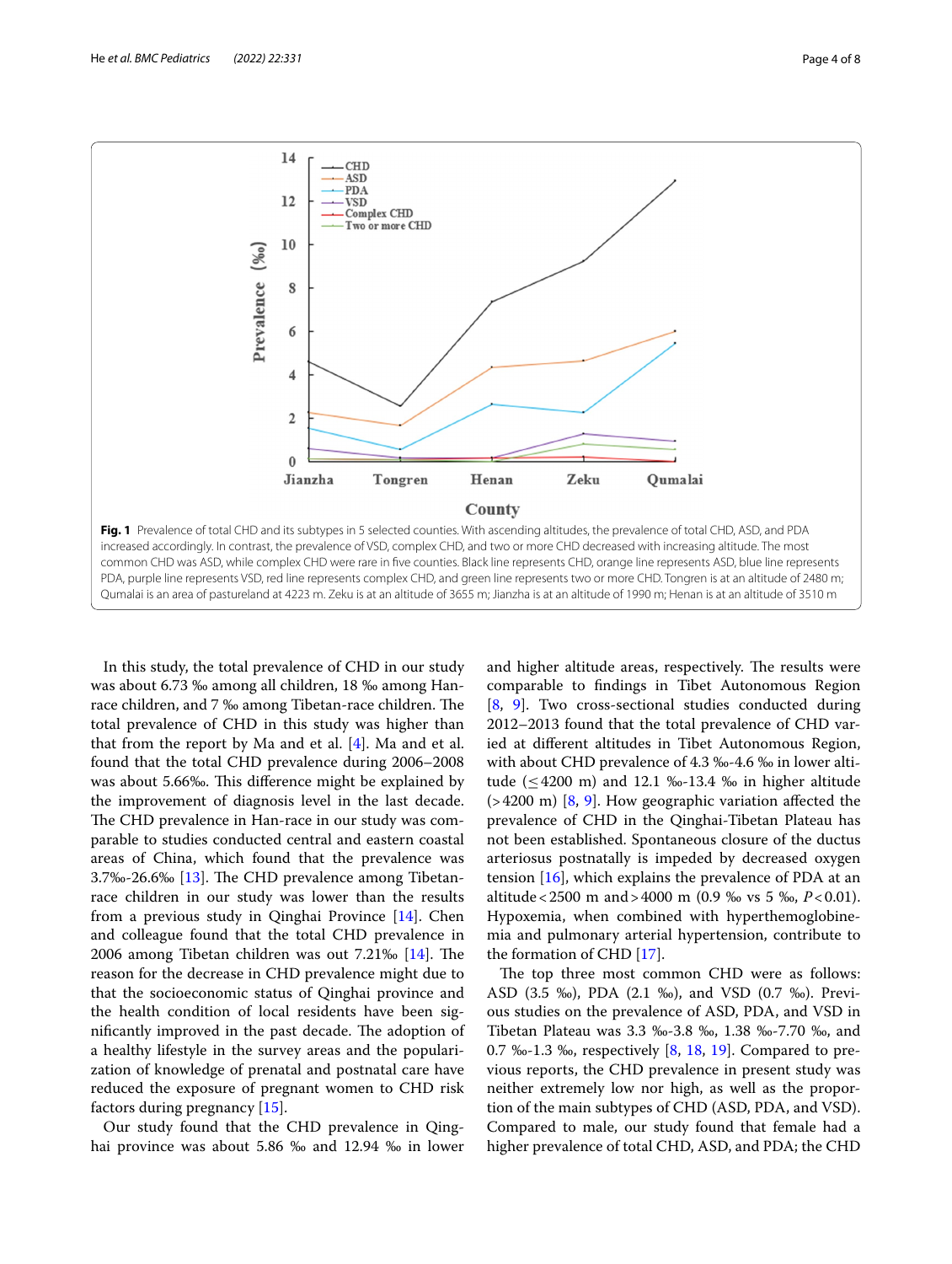**Fig. 1** Prevalence of total CHD and its subtypes in 5 selected counties. With ascending altitudes, the prevalence of total CHD, ASD, and PDA increased accordingly. In contrast, the prevalence of VSD, complex CHD, and two or more CHD decreased with increasing altitude. The most common CHD was ASD, while complex CHD were rare in five counties. Black line represents CHD, orange line represents ASD, blue line represents PDA, purple line represents VSD, red line represents complex CHD, and green line represents two or more CHD. Tongren is at an altitude of 2480 m; Qumalai is an area of pastureland at 4223 m. Zeku is at an altitude of 3655 m; Jianzha is at an altitude of 1990 m; Henan is at an altitude of 3510 m

In this study, the total prevalence of CHD in our study was about 6.73 ‰ among all children, 18 ‰ among Han-race children, and 7 ‰ among Tibetan-race children. The total prevalence of CHD in this study was higher than that from the report by Ma and et al. [4]. Ma and et al. found that the total CHD prevalence during 2006–2008 was about 5.66‰. This difference might be explained by the improvement of diagnosis level in the last decade. The CHD prevalence in Han-race in our study was comparable to studies conducted central and eastern coastal areas of China, which found that the prevalence was 3.7‰-26.6‰ [13]. The CHD prevalence among Tibetan-race children in our study was lower than the results from a previous study in Qinghai Province [14]. Chen and colleague found that the total CHD prevalence in 2006 among Tibetan children was out 7.21‰ [14]. The reason for the decrease in CHD prevalence might due to that the socioeconomic status of Qinghai province and the health condition of local residents have been significantly improved in the past decade. The adoption of a healthy lifestyle in the survey areas and the popularization of knowledge of prenatal and postnatal care have reduced the exposure of pregnant women to CHD risk factors during pregnancy [15].

Our study found that the CHD prevalence in Qinghai province was about 5.86 ‰ and 12.94 ‰ in lower and higher altitude areas, respectively. The results were comparable to findings in Tibet Autonomous Region [8, 9]. Two cross-sectional studies conducted during 2012–2013 found that the total prevalence of CHD varied at different altitudes in Tibet Autonomous Region, with about CHD prevalence of 4.3 ‰-4.6 ‰ in lower altitude ($\leq$4200 m) and 12.1 ‰-13.4 ‰ in higher altitude (>4200 m) [8, 9]. How geographic variation affected the prevalence of CHD in the Qinghai-Tibetan Plateau has not been established. Spontaneous closure of the ductus arteriosus postnatally is impeded by decreased oxygen tension [16], which explains the prevalence of PDA at an altitude < 2500 m and > 4000 m (0.9 ‰ vs 5 ‰, $P<0.01$). Hypoxemia, when combined with hyperthemoglobinemia and pulmonary arterial hypertension, contribute to the formation of CHD [17].

The top three most common CHD were as follows: ASD (3.5 ‰), PDA (2.1 ‰), and VSD (0.7 ‰). Previous studies on the prevalence of ASD, PDA, and VSD in Tibetan Plateau was 3.3 ‰-3.8 ‰, 1.38 ‰-7.70 ‰, and 0.7 ‰-1.3 ‰, respectively [8, 18, 19]. Compared to previous reports, the CHD prevalence in present study was neither extremely low nor high, as well as the proportion of the main subtypes of CHD (ASD, PDA, and VSD). Compared to male, our study found that female had a higher prevalence of total CHD, ASD, and PDA; the CHD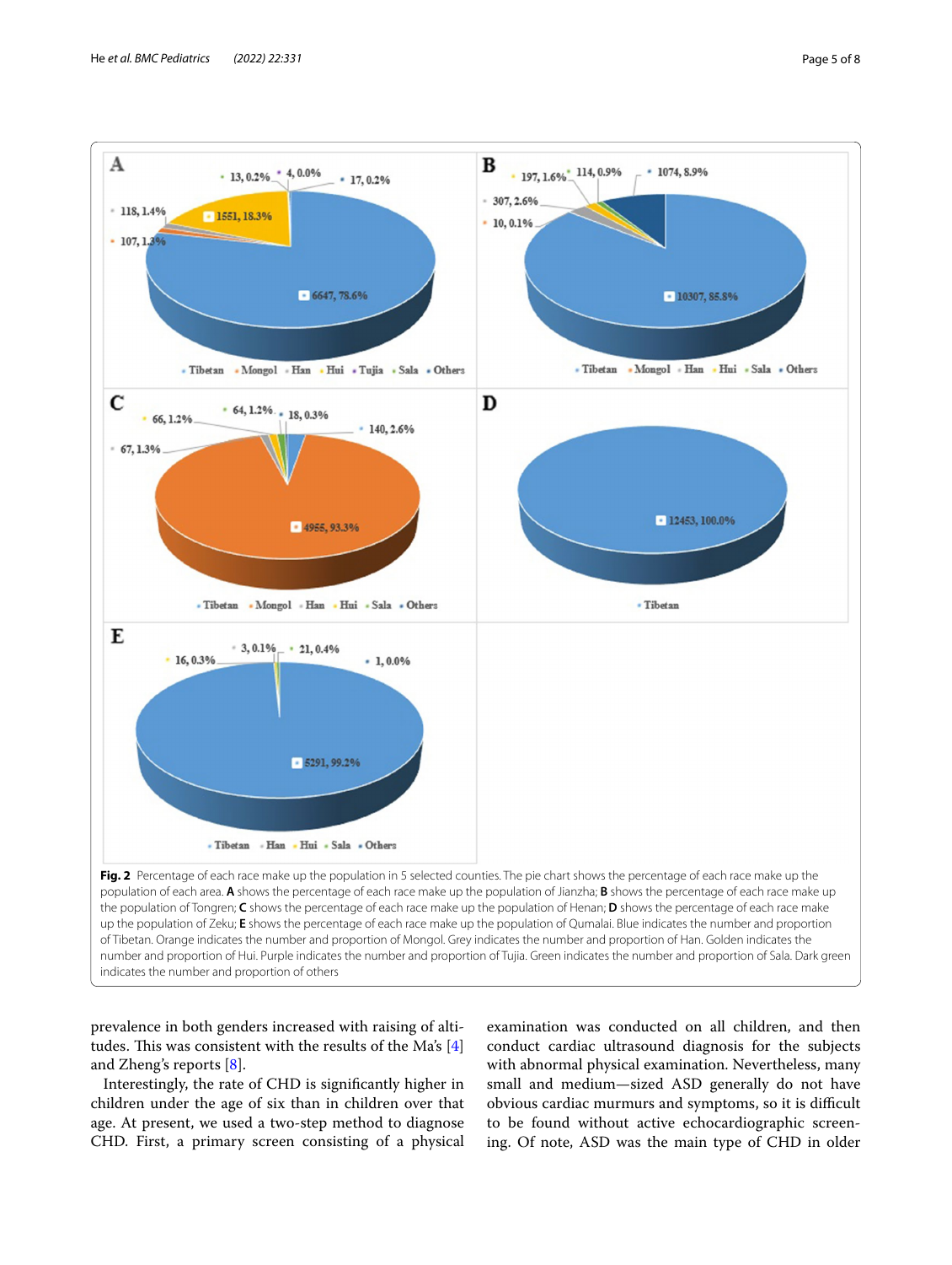**Fig. 2** Percentage of each race make up the population in 5 selected counties. The pie chart shows the percentage of each race make up the population of each area. **A** shows the percentage of each race make up the population of Jianzha; **B** shows the percentage of each race make up the population of Tongren; **C** shows the percentage of each race make up the population of Henan; **D** shows the percentage of each race make up the population of Zeku; **E** shows the percentage of each race make up the population of Qumalai. Blue indicates the number and proportion of Tibetan. Orange indicates the number and proportion of Mongol. Grey indicates the number and proportion of Han. Golden indicates the number and proportion of Hui. Purple indicates the number and proportion of Tujia. Green indicates the number and proportion of Sala. Dark green indicates the number and proportion of others

prevalence in both genders increased with raising of altitudes. This was consistent with the results of the Ma's [4] and Zheng's reports [8].

Interestingly, the rate of CHD is significantly higher in children under the age of six than in children over that age. At present, we used a two-step method to diagnose CHD. First, a primary screen consisting of a physical examination was conducted on all children, and then conduct cardiac ultrasound diagnosis for the subjects with abnormal physical examination. Nevertheless, many small and medium—sized ASD generally do not have obvious cardiac murmurs and symptoms, so it is difficult to be found without active echocardiographic screening. Of note, ASD was the main type of CHD in older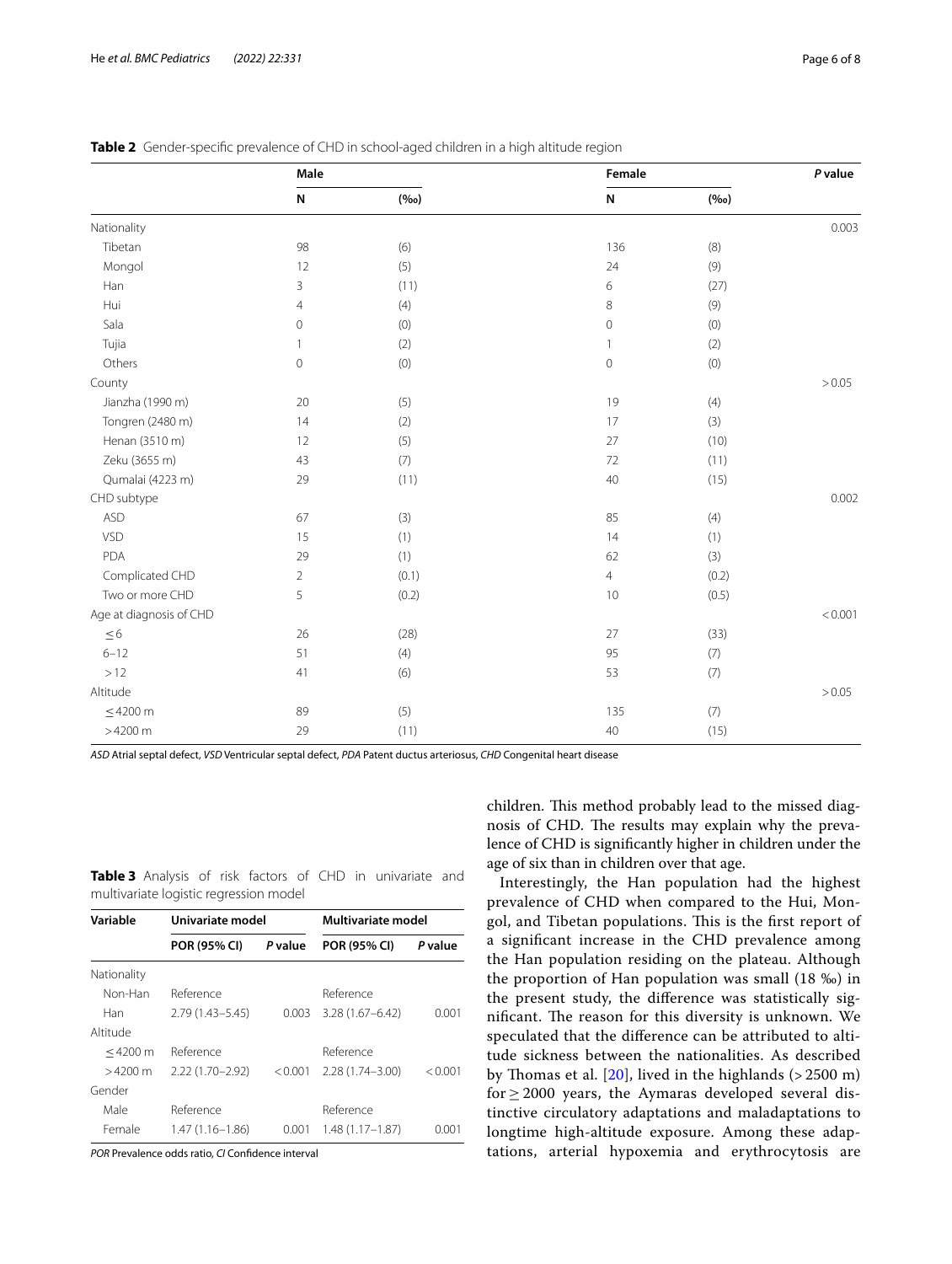**Table 2** Gender-specific prevalence of CHD in school-aged children in a high altitude region

| | Male | | Female | | *P* value |
|---|---|---|---|---|---|
| | **N** | **(‰)** | **N** | **(‰)** | |
| Nationality | | | | | 0.003 |
| Tibetan | 98 | (6) | 136 | (8) | |
| Mongol | 12 | (5) | 24 | (9) | |
| Han | 3 | (11) | 6 | (27) | |
| Hui | 4 | (4) | 8 | (9) | |
| Sala | 0 | (0) | 0 | (0) | |
| Tujia | 1 | (2) | 1 | (2) | |
| Others | 0 | (0) | 0 | (0) | |
| County | | | | | > 0.05 |
| Jianzha (1990 m) | 20 | (5) | 19 | (4) | |
| Tongren (2480 m) | 14 | (2) | 17 | (3) | |
| Henan (3510 m) | 12 | (5) | 27 | (10) | |
| Zeku (3655 m) | 43 | (7) | 72 | (11) | |
| Qumalai (4223 m) | 29 | (11) | 40 | (15) | |
| CHD subtype | | | | | 0.002 |
| ASD | 67 | (3) | 85 | (4) | |
| VSD | 15 | (1) | 14 | (1) | |
| PDA | 29 | (1) | 62 | (3) | |
| Complicated CHD | 2 | (0.1) | 4 | (0.2) | |
| Two or more CHD | 5 | (0.2) | 10 | (0.5) | |
| Age at diagnosis of CHD | | | | | < 0.001 |
| ≤ 6 | 26 | (28) | 27 | (33) | |
| 6–12 | 51 | (4) | 95 | (7) | |
| > 12 | 41 | (6) | 53 | (7) | |
| Altitude | | | | | > 0.05 |
| ≤ 4200 m | 89 | (5) | 135 | (7) | |
| > 4200 m | 29 | (11) | 40 | (15) | |

*ASD* Atrial septal defect, *VSD* Ventricular septal defect, *PDA* Patent ductus arteriosus, *CHD* Congenital heart disease

**Table 3** Analysis of risk factors of CHD in univariate and multivariate logistic regression model

| Variable | Univariate model | | Multivariate model | |
|---|---|---|---|---|
| | **POR (95% CI)** | ***P* value** | **POR (95% CI)** | ***P* value** |
| Nationality | | | | |
| Non-Han | Reference | | Reference | |
| Han | 2.79 (1.43–5.45) | 0.003 | 3.28 (1.67–6.42) | 0.001 |
| Altitude | | | | |
| ≤ 4200 m | Reference | | Reference | |
| > 4200 m | 2.22 (1.70–2.92) | < 0.001 | 2.28 (1.74–3.00) | < 0.001 |
| Gender | | | | |
| Male | Reference | | Reference | |
| Female | 1.47 (1.16–1.86) | 0.001 | 1.48 (1.17–1.87) | 0.001 |

*POR* Prevalence odds ratio, *CI* Confidence interval

children. This method probably lead to the missed diagnosis of CHD. The results may explain why the prevalence of CHD is significantly higher in children under the age of six than in children over that age.

Interestingly, the Han population had the highest prevalence of CHD when compared to the Hui, Mongol, and Tibetan populations. This is the first report of a significant increase in the CHD prevalence among the Han population residing on the plateau. Although the proportion of Han population was small (18 ‰) in the present study, the difference was statistically significant. The reason for this diversity is unknown. We speculated that the difference can be attributed to altitude sickness between the nationalities. As described by Thomas et al. [20], lived in the highlands (> 2500 m) for ≥ 2000 years, the Aymaras developed several distinctive circulatory adaptations and maladaptations to longtime high-altitude exposure. Among these adaptations, arterial hypoxemia and erythrocytosis are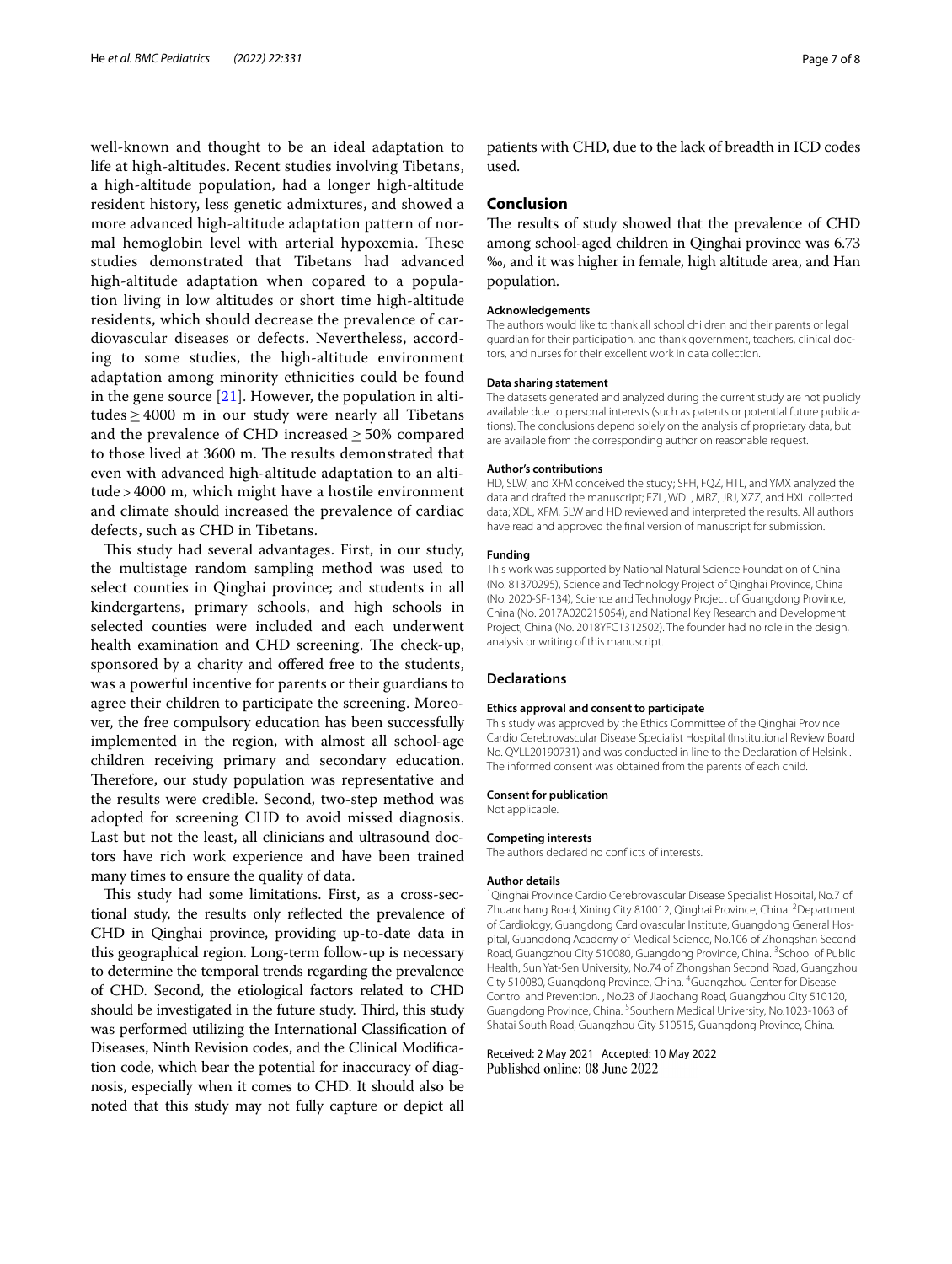well-known and thought to be an ideal adaptation to life at high-altitudes. Recent studies involving Tibetans, a high-altitude population, had a longer high-altitude resident history, less genetic admixtures, and showed a more advanced high-altitude adaptation pattern of normal hemoglobin level with arterial hypoxemia. These studies demonstrated that Tibetans had advanced high-altitude adaptation when copared to a population living in low altitudes or short time high-altitude residents, which should decrease the prevalence of cardiovascular diseases or defects. Nevertheless, according to some studies, the high-altitude environment adaptation among minority ethnicities could be found in the gene source [21]. However, the population in altitudes ≥ 4000 m in our study were nearly all Tibetans and the prevalence of CHD increased ≥ 50% compared to those lived at 3600 m. The results demonstrated that even with advanced high-altitude adaptation to an altitude > 4000 m, which might have a hostile environment and climate should increased the prevalence of cardiac defects, such as CHD in Tibetans.

This study had several advantages. First, in our study, the multistage random sampling method was used to select counties in Qinghai province; and students in all kindergartens, primary schools, and high schools in selected counties were included and each underwent health examination and CHD screening. The check-up, sponsored by a charity and offered free to the students, was a powerful incentive for parents or their guardians to agree their children to participate the screening. Moreover, the free compulsory education has been successfully implemented in the region, with almost all school-age children receiving primary and secondary education. Therefore, our study population was representative and the results were credible. Second, two-step method was adopted for screening CHD to avoid missed diagnosis. Last but not the least, all clinicians and ultrasound doctors have rich work experience and have been trained many times to ensure the quality of data.

This study had some limitations. First, as a cross-sectional study, the results only reflected the prevalence of CHD in Qinghai province, providing up-to-date data in this geographical region. Long-term follow-up is necessary to determine the temporal trends regarding the prevalence of CHD. Second, the etiological factors related to CHD should be investigated in the future study. Third, this study was performed utilizing the International Classification of Diseases, Ninth Revision codes, and the Clinical Modification code, which bear the potential for inaccuracy of diagnosis, especially when it comes to CHD. It should also be noted that this study may not fully capture or depict all patients with CHD, due to the lack of breadth in ICD codes used.

## Conclusion

The results of study showed that the prevalence of CHD among school-aged children in Qinghai province was 6.73 ‰, and it was higher in female, high altitude area, and Han population.

#### Acknowledgements

The authors would like to thank all school children and their parents or legal guardian for their participation, and thank government, teachers, clinical doctors, and nurses for their excellent work in data collection.

#### Data sharing statement

The datasets generated and analyzed during the current study are not publicly available due to personal interests (such as patents or potential future publications). The conclusions depend solely on the analysis of proprietary data, but are available from the corresponding author on reasonable request.

#### Author's contributions

HD, SLW, and XFM conceived the study; SFH, FQZ, HTL, and YMX analyzed the data and drafted the manuscript; FZL, WDL, MRZ, JRJ, XZZ, and HXL collected data; XDL, XFM, SLW and HD reviewed and interpreted the results. All authors have read and approved the final version of manuscript for submission.

#### Funding

This work was supported by National Natural Science Foundation of China (No. 81370295), Science and Technology Project of Qinghai Province, China (No. 2020-SF-134), Science and Technology Project of Guangdong Province, China (No. 2017A020215054), and National Key Research and Development Project, China (No. 2018YFC1312502). The founder had no role in the design, analysis or writing of this manuscript.

### Declarations

#### Ethics approval and consent to participate

This study was approved by the Ethics Committee of the Qinghai Province Cardio Cerebrovascular Disease Specialist Hospital (Institutional Review Board No. QYLL20190731) and was conducted in line to the Declaration of Helsinki. The informed consent was obtained from the parents of each child.

#### Consent for publication

Not applicable.

#### Competing interests

The authors declared no conflicts of interests.

#### Author details

[1]Qinghai Province Cardio Cerebrovascular Disease Specialist Hospital, No.7 of Zhuanchang Road, Xining City 810012, Qinghai Province, China. [2]Department of Cardiology, Guangdong Cardiovascular Institute, Guangdong General Hospital, Guangdong Academy of Medical Science, No.106 of Zhongshan Second Road, Guangzhou City 510080, Guangdong Province, China. [3]School of Public Health, Sun Yat-Sen University, No.74 of Zhongshan Second Road, Guangzhou City 510080, Guangdong Province, China. [4]Guangzhou Center for Disease Control and Prevention. , No.23 of Jiaochang Road, Guangzhou City 510120, Guangdong Province, China. [5]Southern Medical University, No.1023-1063 of Shatai South Road, Guangzhou City 510515, Guangdong Province, China.

Received: 2 May 2021 Accepted: 10 May 2022
Published online: 08 June 2022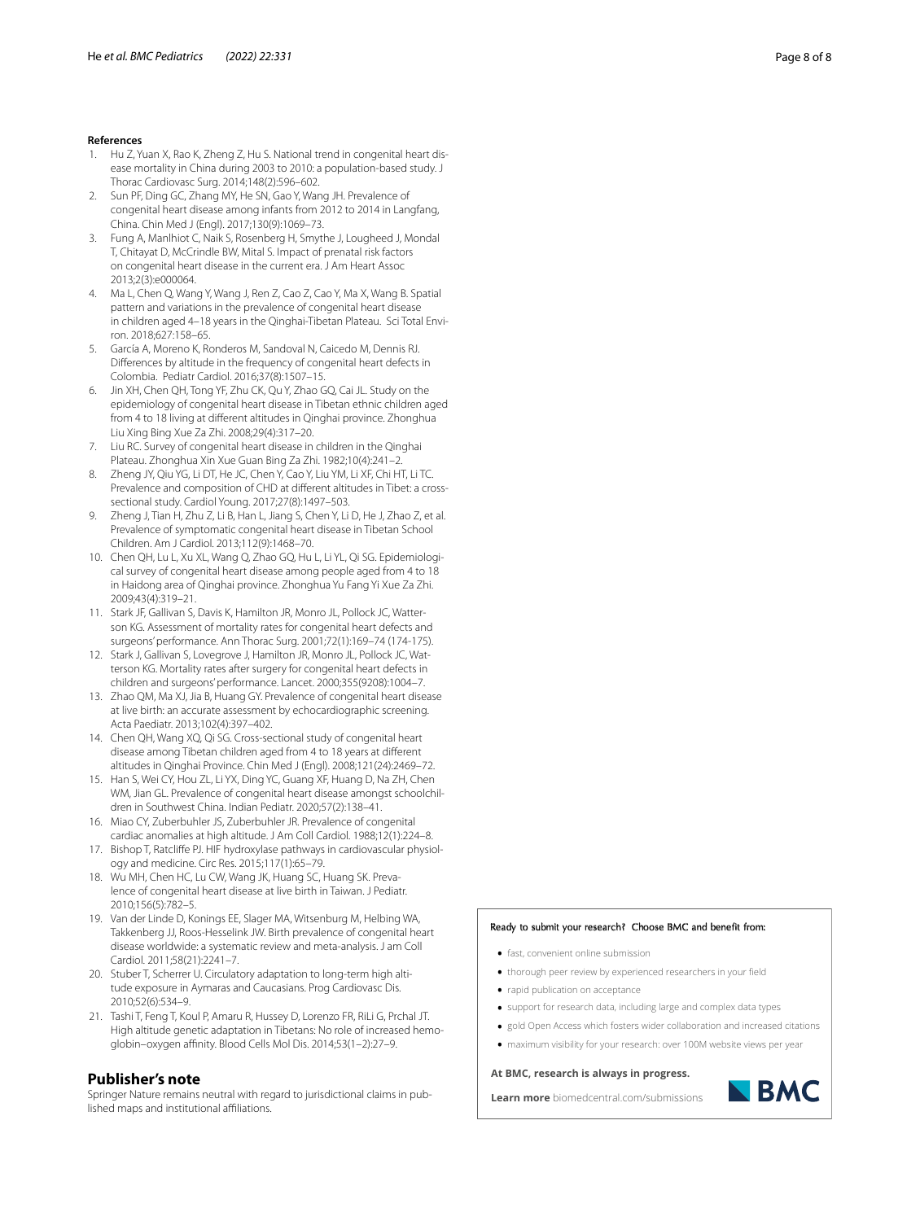## References

1. Hu Z, Yuan X, Rao K, Zheng Z, Hu S. National trend in congenital heart disease mortality in China during 2003 to 2010: a population-based study. J Thorac Cardiovasc Surg. 2014;148(2):596–602.
2. Sun PF, Ding GC, Zhang MY, He SN, Gao Y, Wang JH. Prevalence of congenital heart disease among infants from 2012 to 2014 in Langfang, China. Chin Med J (Engl). 2017;130(9):1069–73.
3. Fung A, Manlhiot C, Naik S, Rosenberg H, Smythe J, Lougheed J, Mondal T, Chitayat D, McCrindle BW, Mital S. Impact of prenatal risk factors on congenital heart disease in the current era. J Am Heart Assoc 2013;2(3):e000064.
4. Ma L, Chen Q, Wang Y, Wang J, Ren Z, Cao Z, Cao Y, Ma X, Wang B. Spatial pattern and variations in the prevalence of congenital heart disease in children aged 4–18 years in the Qinghai-Tibetan Plateau. Sci Total Environ. 2018;627:158–65.
5. García A, Moreno K, Ronderos M, Sandoval N, Caicedo M, Dennis RJ. Differences by altitude in the frequency of congenital heart defects in Colombia. Pediatr Cardiol. 2016;37(8):1507–15.
6. Jin XH, Chen QH, Tong YF, Zhu CK, Qu Y, Zhao GQ, Cai JL. Study on the epidemiology of congenital heart disease in Tibetan ethnic children aged from 4 to 18 living at different altitudes in Qinghai province. Zhonghua Liu Xing Bing Xue Za Zhi. 2008;29(4):317–20.
7. Liu RC. Survey of congenital heart disease in children in the Qinghai Plateau. Zhonghua Xin Xue Guan Bing Za Zhi. 1982;10(4):241–2.
8. Zheng JY, Qiu YG, Li DT, He JC, Chen Y, Cao Y, Liu YM, Li XF, Chi HT, Li TC. Prevalence and composition of CHD at different altitudes in Tibet: a cross-sectional study. Cardiol Young. 2017;27(8):1497–503.
9. Zheng J, Tian H, Zhu Z, Li B, Han L, Jiang S, Chen Y, Li D, He J, Zhao Z, et al. Prevalence of symptomatic congenital heart disease in Tibetan School Children. Am J Cardiol. 2013;112(9):1468–70.
10. Chen QH, Lu L, Xu XL, Wang Q, Zhao GQ, Hu L, Li YL, Qi SG. Epidemiological survey of congenital heart disease among people aged from 4 to 18 in Haidong area of Qinghai province. Zhonghua Yu Fang Yi Xue Za Zhi. 2009;43(4):319–21.
11. Stark JF, Gallivan S, Davis K, Hamilton JR, Monro JL, Pollock JC, Watterson KG. Assessment of mortality rates for congenital heart defects and surgeons' performance. Ann Thorac Surg. 2001;72(1):169–74 (174-175).
12. Stark J, Gallivan S, Lovegrove J, Hamilton JR, Monro JL, Pollock JC, Watterson KG. Mortality rates after surgery for congenital heart defects in children and surgeons' performance. Lancet. 2000;355(9208):1004–7.
13. Zhao QM, Ma XJ, Jia B, Huang GY. Prevalence of congenital heart disease at live birth: an accurate assessment by echocardiographic screening. Acta Paediatr. 2013;102(4):397–402.
14. Chen QH, Wang XQ, Qi SG. Cross-sectional study of congenital heart disease among Tibetan children aged from 4 to 18 years at different altitudes in Qinghai Province. Chin Med J (Engl). 2008;121(24):2469–72.
15. Han S, Wei CY, Hou ZL, Li YX, Ding YC, Guang XF, Huang D, Na ZH, Chen WM, Jian GL. Prevalence of congenital heart disease amongst schoolchildren in Southwest China. Indian Pediatr. 2020;57(2):138–41.
16. Miao CY, Zuberbuhler JS, Zuberbuhler JR. Prevalence of congenital cardiac anomalies at high altitude. J Am Coll Cardiol. 1988;12(1):224–8.
17. Bishop T, Ratcliffe PJ. HIF hydroxylase pathways in cardiovascular physiology and medicine. Circ Res. 2015;117(1):65–79.
18. Wu MH, Chen HC, Lu CW, Wang JK, Huang SC, Huang SK. Prevalence of congenital heart disease at live birth in Taiwan. J Pediatr. 2010;156(5):782–5.
19. Van der Linde D, Konings EE, Slager MA, Witsenburg M, Helbing WA, Takkenberg JJ, Roos-Hesselink JW. Birth prevalence of congenital heart disease worldwide: a systematic review and meta-analysis. J am Coll Cardiol. 2011;58(21):2241–7.
20. Stuber T, Scherrer U. Circulatory adaptation to long-term high altitude exposure in Aymaras and Caucasians. Prog Cardiovasc Dis. 2010;52(6):534–9.
21. Tashi T, Feng T, Koul P, Amaru R, Hussey D, Lorenzo FR, RiLi G, Prchal JT. High altitude genetic adaptation in Tibetans: No role of increased hemoglobin–oxygen affinity. Blood Cells Mol Dis. 2014;53(1–2):27–9.

## Publisher's note

Springer Nature remains neutral with regard to jurisdictional claims in published maps and institutional affiliations.

Ready to submit your research? Choose BMC and benefit from:

- fast, convenient online submission
- thorough peer review by experienced researchers in your field
- rapid publication on acceptance
- support for research data, including large and complex data types
- gold Open Access which fosters wider collaboration and increased citations
- maximum visibility for your research: over 100M website views per year

**At BMC, research is always in progress.**

**Learn more** biomedcentral.com/submissions

BMC